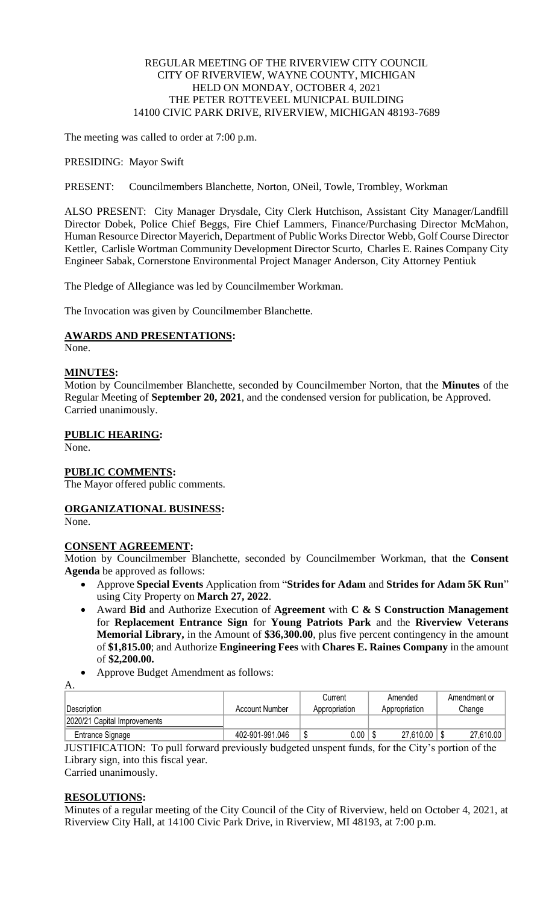REGULAR MEETING OF THE RIVERVIEW CITY COUNCIL
CITY OF RIVERVIEW, WAYNE COUNTY, MICHIGAN
HELD ON MONDAY, OCTOBER 4, 2021
THE PETER ROTTEVEEL MUNICPAL BUILDING
14100 CIVIC PARK DRIVE, RIVERVIEW, MICHIGAN 48193-7689

The meeting was called to order at 7:00 p.m.

PRESIDING: Mayor Swift

PRESENT: Councilmembers Blanchette, Norton, ONeil, Towle, Trombley, Workman

ALSO PRESENT: City Manager Drysdale, City Clerk Hutchison, Assistant City Manager/Landfill Director Dobek, Police Chief Beggs, Fire Chief Lammers, Finance/Purchasing Director McMahon, Human Resource Director Mayerich, Department of Public Works Director Webb, Golf Course Director Kettler, Carlisle Wortman Community Development Director Scurto, Charles E. Raines Company City Engineer Sabak, Cornerstone Environmental Project Manager Anderson, City Attorney Pentiuk

The Pledge of Allegiance was led by Councilmember Workman.

The Invocation was given by Councilmember Blanchette.

**AWARDS AND PRESENTATIONS:**
None.

**MINUTES:**
Motion by Councilmember Blanchette, seconded by Councilmember Norton, that the **Minutes** of the Regular Meeting of **September 20, 2021**, and the condensed version for publication, be Approved. Carried unanimously.

**PUBLIC HEARING:**
None.

**PUBLIC COMMENTS:**
The Mayor offered public comments.

**ORGANIZATIONAL BUSINESS:**
None.

**CONSENT AGREEMENT:**
Motion by Councilmember Blanchette, seconded by Councilmember Workman, that the **Consent Agenda** be approved as follows:

- Approve **Special Events** Application from "**Strides for Adam** and **Strides for Adam 5K Run**" using City Property on **March 27, 2022**.
- Award **Bid** and Authorize Execution of **Agreement** with **C & S Construction Management** for **Replacement Entrance Sign** for **Young Patriots Park** and the **Riverview Veterans Memorial Library,** in the Amount of **$36,300.00**, plus five percent contingency in the amount of **$1,815.00**; and Authorize **Engineering Fees** with **Chares E. Raines Company** in the amount of **$2,200.00.**
- Approve Budget Amendment as follows:

A.

| Description | Account Number | Current Appropriation | Amended Appropriation | Amendment or Change |
|---|---|---|---|---|
| 2020/21 Capital Improvements | | | | |
| Entrance Signage | 402-901-991.046 | $ 0.00 | $ 27,610.00 | $ 27,610.00 |

JUSTIFICATION: To pull forward previously budgeted unspent funds, for the City's portion of the Library sign, into this fiscal year.
Carried unanimously.

**RESOLUTIONS:**
Minutes of a regular meeting of the City Council of the City of Riverview, held on October 4, 2021, at Riverview City Hall, at 14100 Civic Park Drive, in Riverview, MI 48193, at 7:00 p.m.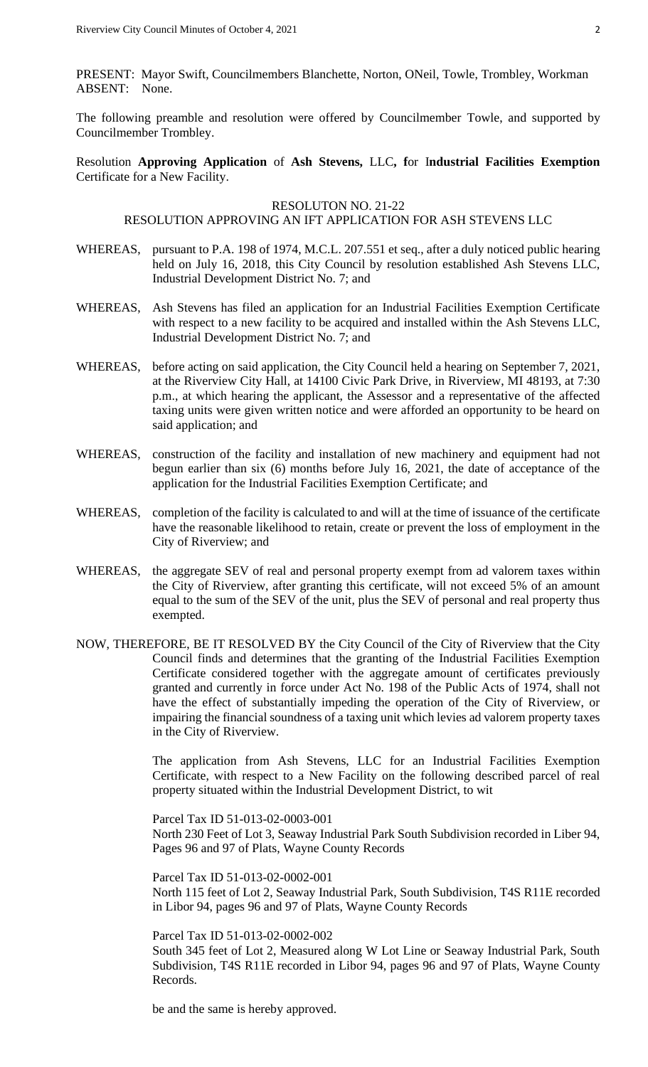PRESENT: Mayor Swift, Councilmembers Blanchette, Norton, ONeil, Towle, Trombley, Workman
ABSENT: None.

The following preamble and resolution were offered by Councilmember Towle, and supported by Councilmember Trombley.

Resolution **Approving Application** of **Ash Stevens,** LLC**, f**or I**ndustrial Facilities Exemption** Certificate for a New Facility.

RESOLUTON NO. 21-22
RESOLUTION APPROVING AN IFT APPLICATION FOR ASH STEVENS LLC

WHEREAS, pursuant to P.A. 198 of 1974, M.C.L. 207.551 et seq., after a duly noticed public hearing held on July 16, 2018, this City Council by resolution established Ash Stevens LLC, Industrial Development District No. 7; and

WHEREAS, Ash Stevens has filed an application for an Industrial Facilities Exemption Certificate with respect to a new facility to be acquired and installed within the Ash Stevens LLC, Industrial Development District No. 7; and

WHEREAS, before acting on said application, the City Council held a hearing on September 7, 2021, at the Riverview City Hall, at 14100 Civic Park Drive, in Riverview, MI 48193, at 7:30 p.m., at which hearing the applicant, the Assessor and a representative of the affected taxing units were given written notice and were afforded an opportunity to be heard on said application; and

WHEREAS, construction of the facility and installation of new machinery and equipment had not begun earlier than six (6) months before July 16, 2021, the date of acceptance of the application for the Industrial Facilities Exemption Certificate; and

WHEREAS, completion of the facility is calculated to and will at the time of issuance of the certificate have the reasonable likelihood to retain, create or prevent the loss of employment in the City of Riverview; and

WHEREAS, the aggregate SEV of real and personal property exempt from ad valorem taxes within the City of Riverview, after granting this certificate, will not exceed 5% of an amount equal to the sum of the SEV of the unit, plus the SEV of personal and real property thus exempted.

NOW, THEREFORE, BE IT RESOLVED BY the City Council of the City of Riverview that the City Council finds and determines that the granting of the Industrial Facilities Exemption Certificate considered together with the aggregate amount of certificates previously granted and currently in force under Act No. 198 of the Public Acts of 1974, shall not have the effect of substantially impeding the operation of the City of Riverview, or impairing the financial soundness of a taxing unit which levies ad valorem property taxes in the City of Riverview.

The application from Ash Stevens, LLC for an Industrial Facilities Exemption Certificate, with respect to a New Facility on the following described parcel of real property situated within the Industrial Development District, to wit

Parcel Tax ID 51-013-02-0003-001
North 230 Feet of Lot 3, Seaway Industrial Park South Subdivision recorded in Liber 94, Pages 96 and 97 of Plats, Wayne County Records

Parcel Tax ID 51-013-02-0002-001
North 115 feet of Lot 2, Seaway Industrial Park, South Subdivision, T4S R11E recorded in Libor 94, pages 96 and 97 of Plats, Wayne County Records

Parcel Tax ID 51-013-02-0002-002
South 345 feet of Lot 2, Measured along W Lot Line or Seaway Industrial Park, South Subdivision, T4S R11E recorded in Libor 94, pages 96 and 97 of Plats, Wayne County Records.

be and the same is hereby approved.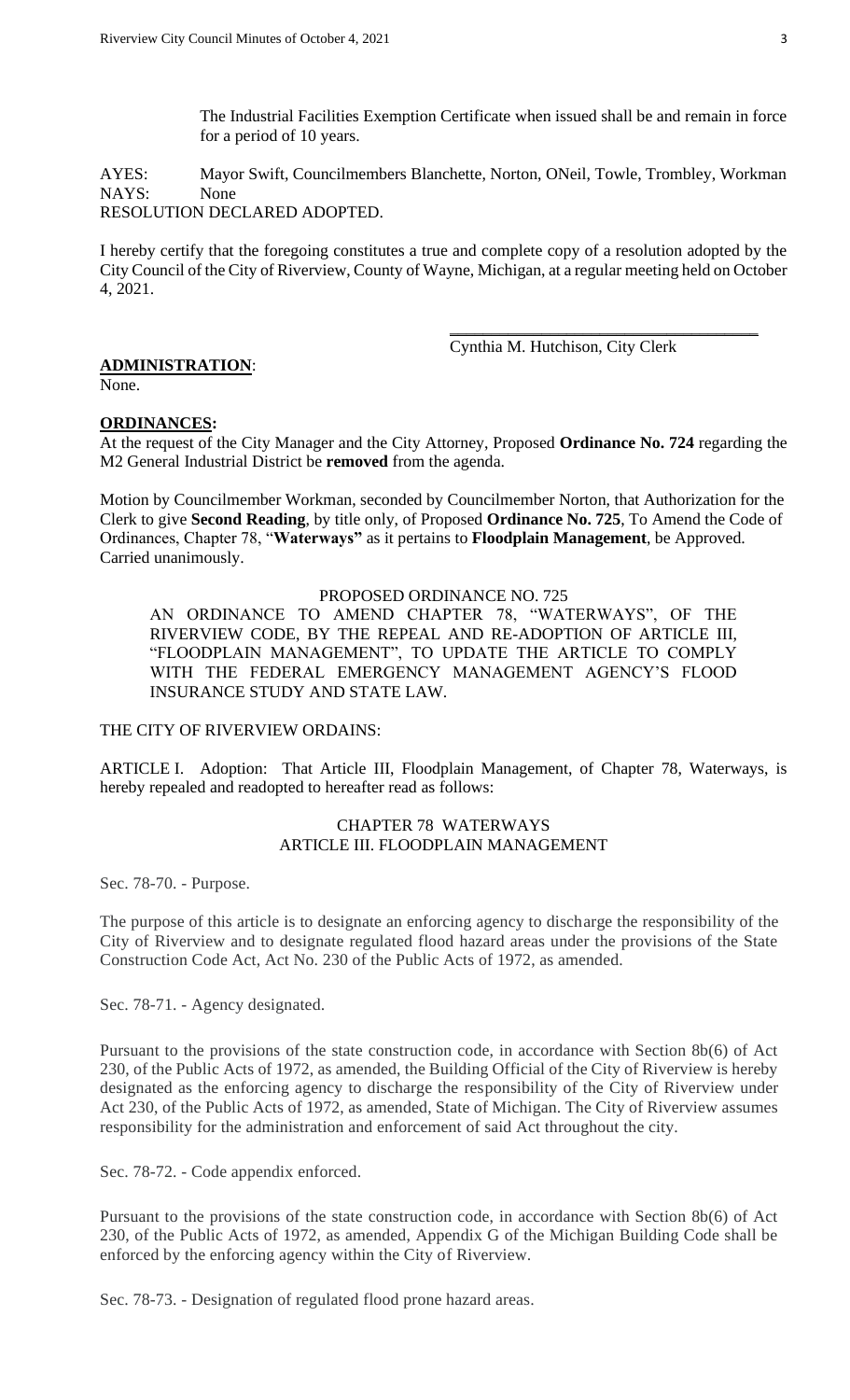The Industrial Facilities Exemption Certificate when issued shall be and remain in force for a period of 10 years.

AYES: Mayor Swift, Councilmembers Blanchette, Norton, ONeil, Towle, Trombley, Workman
NAYS: None
RESOLUTION DECLARED ADOPTED.

I hereby certify that the foregoing constitutes a true and complete copy of a resolution adopted by the City Council of the City of Riverview, County of Wayne, Michigan, at a regular meeting held on October 4, 2021.

\_\_\_\_\_\_\_\_\_\_\_\_\_\_\_\_\_\_\_\_\_\_\_\_\_\_\_\_\_\_\_\_\_\_\_\_

Cynthia M. Hutchison, City Clerk

**ADMINISTRATION**:

None.

**ORDINANCES:**

At the request of the City Manager and the City Attorney, Proposed **Ordinance No. 724** regarding the M2 General Industrial District be **removed** from the agenda.

Motion by Councilmember Workman, seconded by Councilmember Norton, that Authorization for the Clerk to give **Second Reading**, by title only, of Proposed **Ordinance No. 725**, To Amend the Code of Ordinances, Chapter 78, "**Waterways"** as it pertains to **Floodplain Management**, be Approved. Carried unanimously.

PROPOSED ORDINANCE NO. 725

AN ORDINANCE TO AMEND CHAPTER 78, "WATERWAYS", OF THE RIVERVIEW CODE, BY THE REPEAL AND RE-ADOPTION OF ARTICLE III, "FLOODPLAIN MANAGEMENT", TO UPDATE THE ARTICLE TO COMPLY WITH THE FEDERAL EMERGENCY MANAGEMENT AGENCY'S FLOOD INSURANCE STUDY AND STATE LAW.

THE CITY OF RIVERVIEW ORDAINS:

ARTICLE I. Adoption: That Article III, Floodplain Management, of Chapter 78, Waterways, is hereby repealed and readopted to hereafter read as follows:

CHAPTER 78 WATERWAYS
ARTICLE III. FLOODPLAIN MANAGEMENT

Sec. 78-70. - Purpose.

The purpose of this article is to designate an enforcing agency to discharge the responsibility of the City of Riverview and to designate regulated flood hazard areas under the provisions of the State Construction Code Act, Act No. 230 of the Public Acts of 1972, as amended.

Sec. 78-71. - Agency designated.

Pursuant to the provisions of the state construction code, in accordance with Section 8b(6) of Act 230, of the Public Acts of 1972, as amended, the Building Official of the City of Riverview is hereby designated as the enforcing agency to discharge the responsibility of the City of Riverview under Act 230, of the Public Acts of 1972, as amended, State of Michigan. The City of Riverview assumes responsibility for the administration and enforcement of said Act throughout the city.

Sec. 78-72. - Code appendix enforced.

Pursuant to the provisions of the state construction code, in accordance with Section 8b(6) of Act 230, of the Public Acts of 1972, as amended, Appendix G of the Michigan Building Code shall be enforced by the enforcing agency within the City of Riverview.

Sec. 78-73. - Designation of regulated flood prone hazard areas.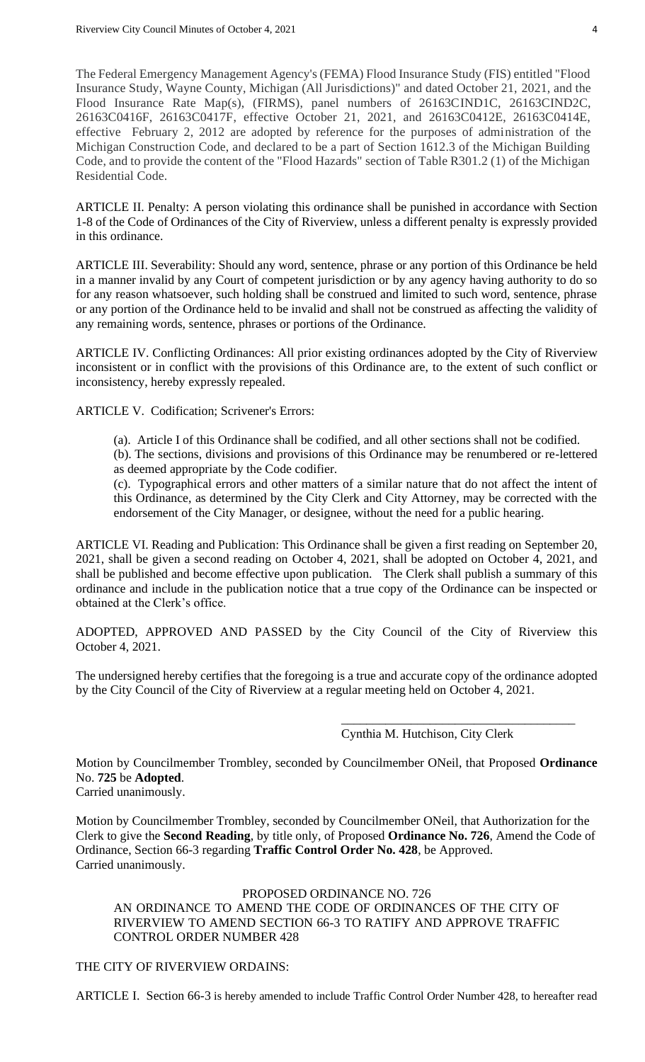The Federal Emergency Management Agency's (FEMA) Flood Insurance Study (FIS) entitled "Flood Insurance Study, Wayne County, Michigan (All Jurisdictions)" and dated October 21, 2021, and the Flood Insurance Rate Map(s), (FIRMS), panel numbers of 26163CIND1C, 26163CIND2C, 26163C0416F, 26163C0417F, effective October 21, 2021, and 26163C0412E, 26163C0414E, effective February 2, 2012 are adopted by reference for the purposes of administration of the Michigan Construction Code, and declared to be a part of Section 1612.3 of the Michigan Building Code, and to provide the content of the "Flood Hazards" section of Table R301.2 (1) of the Michigan Residential Code.

ARTICLE II. Penalty: A person violating this ordinance shall be punished in accordance with Section 1-8 of the Code of Ordinances of the City of Riverview, unless a different penalty is expressly provided in this ordinance.

ARTICLE III. Severability: Should any word, sentence, phrase or any portion of this Ordinance be held in a manner invalid by any Court of competent jurisdiction or by any agency having authority to do so for any reason whatsoever, such holding shall be construed and limited to such word, sentence, phrase or any portion of the Ordinance held to be invalid and shall not be construed as affecting the validity of any remaining words, sentence, phrases or portions of the Ordinance.

ARTICLE IV. Conflicting Ordinances: All prior existing ordinances adopted by the City of Riverview inconsistent or in conflict with the provisions of this Ordinance are, to the extent of such conflict or inconsistency, hereby expressly repealed.

ARTICLE V. Codification; Scrivener's Errors:

(a). Article I of this Ordinance shall be codified, and all other sections shall not be codified.

(b). The sections, divisions and provisions of this Ordinance may be renumbered or re-lettered as deemed appropriate by the Code codifier.

(c). Typographical errors and other matters of a similar nature that do not affect the intent of this Ordinance, as determined by the City Clerk and City Attorney, may be corrected with the endorsement of the City Manager, or designee, without the need for a public hearing.

ARTICLE VI. Reading and Publication: This Ordinance shall be given a first reading on September 20, 2021, shall be given a second reading on October 4, 2021, shall be adopted on October 4, 2021, and shall be published and become effective upon publication. The Clerk shall publish a summary of this ordinance and include in the publication notice that a true copy of the Ordinance can be inspected or obtained at the Clerk's office.

ADOPTED, APPROVED AND PASSED by the City Council of the City of Riverview this October 4, 2021.

The undersigned hereby certifies that the foregoing is a true and accurate copy of the ordinance adopted by the City Council of the City of Riverview at a regular meeting held on October 4, 2021.

\_\_\_\_\_\_\_\_\_\_\_\_\_\_\_\_\_\_\_\_\_\_\_\_\_\_\_\_\_\_\_\_\_\_\_\_

Cynthia M. Hutchison, City Clerk

Motion by Councilmember Trombley, seconded by Councilmember ONeil, that Proposed **Ordinance** No. **725** be **Adopted**.
Carried unanimously.

Motion by Councilmember Trombley, seconded by Councilmember ONeil, that Authorization for the Clerk to give the **Second Reading**, by title only, of Proposed **Ordinance No. 726**, Amend the Code of Ordinance, Section 66-3 regarding **Traffic Control Order No. 428**, be Approved.
Carried unanimously.

PROPOSED ORDINANCE NO. 726

AN ORDINANCE TO AMEND THE CODE OF ORDINANCES OF THE CITY OF RIVERVIEW TO AMEND SECTION 66-3 TO RATIFY AND APPROVE TRAFFIC CONTROL ORDER NUMBER 428

THE CITY OF RIVERVIEW ORDAINS:

ARTICLE I. Section 66-3 is hereby amended to include Traffic Control Order Number 428, to hereafter read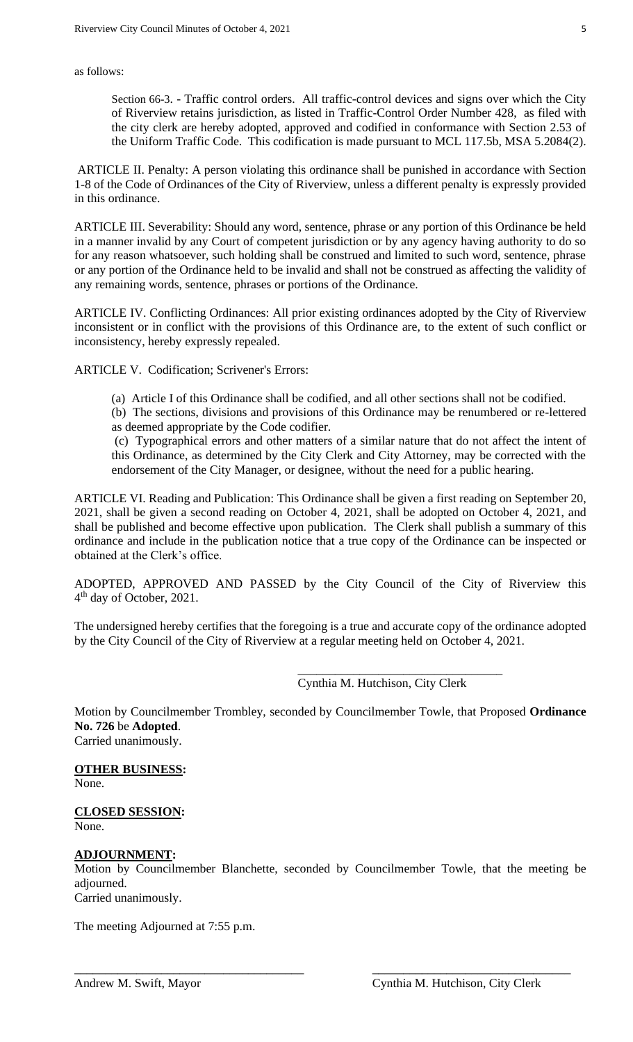as follows:

> Section 66-3. - Traffic control orders. All traffic-control devices and signs over which the City of Riverview retains jurisdiction, as listed in Traffic-Control Order Number 428, as filed with the city clerk are hereby adopted, approved and codified in conformance with Section 2.53 of the Uniform Traffic Code. This codification is made pursuant to MCL 117.5b, MSA 5.2084(2).

ARTICLE II. Penalty: A person violating this ordinance shall be punished in accordance with Section 1-8 of the Code of Ordinances of the City of Riverview, unless a different penalty is expressly provided in this ordinance.

ARTICLE III. Severability: Should any word, sentence, phrase or any portion of this Ordinance be held in a manner invalid by any Court of competent jurisdiction or by any agency having authority to do so for any reason whatsoever, such holding shall be construed and limited to such word, sentence, phrase or any portion of the Ordinance held to be invalid and shall not be construed as affecting the validity of any remaining words, sentence, phrases or portions of the Ordinance.

ARTICLE IV. Conflicting Ordinances: All prior existing ordinances adopted by the City of Riverview inconsistent or in conflict with the provisions of this Ordinance are, to the extent of such conflict or inconsistency, hereby expressly repealed.

ARTICLE V. Codification; Scrivener's Errors:

> (a) Article I of this Ordinance shall be codified, and all other sections shall not be codified.
>
> (b) The sections, divisions and provisions of this Ordinance may be renumbered or re-lettered as deemed appropriate by the Code codifier.
>
> (c) Typographical errors and other matters of a similar nature that do not affect the intent of this Ordinance, as determined by the City Clerk and City Attorney, may be corrected with the endorsement of the City Manager, or designee, without the need for a public hearing.

ARTICLE VI. Reading and Publication: This Ordinance shall be given a first reading on September 20, 2021, shall be given a second reading on October 4, 2021, shall be adopted on October 4, 2021, and shall be published and become effective upon publication. The Clerk shall publish a summary of this ordinance and include in the publication notice that a true copy of the Ordinance can be inspected or obtained at the Clerk's office.

ADOPTED, APPROVED AND PASSED by the City Council of the City of Riverview this 4th day of October, 2021.

The undersigned hereby certifies that the foregoing is a true and accurate copy of the ordinance adopted by the City Council of the City of Riverview at a regular meeting held on October 4, 2021.

\_\_\_\_\_\_\_\_\_\_\_\_\_\_\_\_\_\_\_\_\_\_\_\_\_\_\_\_\_\_\_\_

Cynthia M. Hutchison, City Clerk

Motion by Councilmember Trombley, seconded by Councilmember Towle, that Proposed **Ordinance No. 726** be **Adopted**.
Carried unanimously.

**OTHER BUSINESS:**
None.

**CLOSED SESSION:**
None.

**ADJOURNMENT:**
Motion by Councilmember Blanchette, seconded by Councilmember Towle, that the meeting be adjourned.
Carried unanimously.

The meeting Adjourned at 7:55 p.m.

\_\_\_\_\_\_\_\_\_\_\_\_\_\_\_\_\_\_\_\_\_\_\_\_\_\_\_\_\_\_\_\_ \_\_\_\_\_\_\_\_\_\_\_\_\_\_\_\_\_\_\_\_\_\_\_\_\_\_\_\_\_\_\_\_

Andrew M. Swift, Mayor Cynthia M. Hutchison, City Clerk